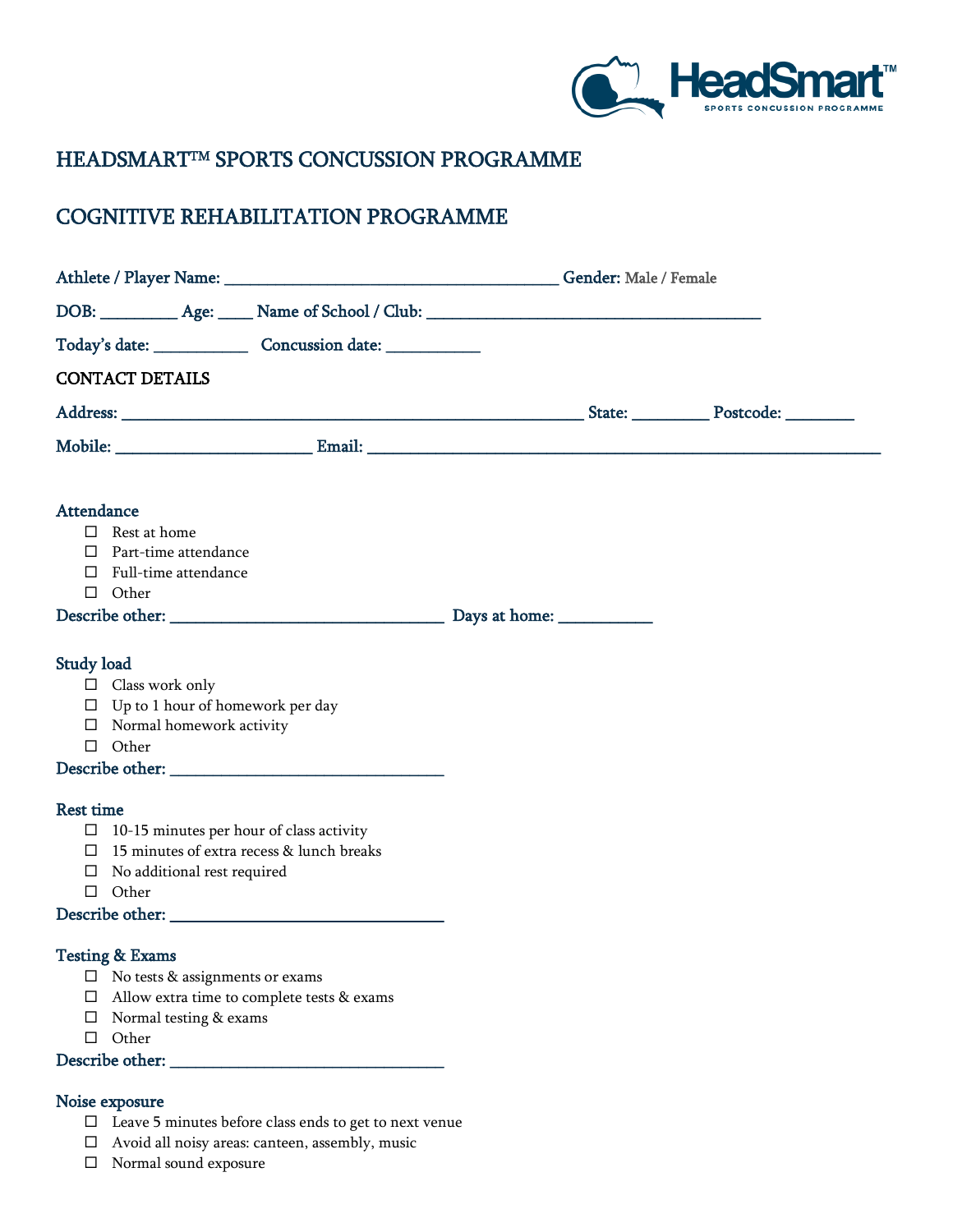# HEADSMART™ SPORTS CONCUSSION PROGRAMME

## COGNITIVE REHABILITATION PROGRAMME

Athlete / Player Name: ________________________________________ Gender: Male / Female

DOB: _________ Age: ____ Name of School / Club: ________________________________________

Today's date: ___________ Concussion date: ___________

CONTACT DETAILS

Address: _______________________________________________________ State: _________ Postcode: ________

Mobile: _______________________ Email: _____________________________________________________________

### Attendance

- ☐ Rest at home
- ☐ Part-time attendance
- ☐ Full-time attendance
- ☐ Other

Describe other: _________________________________ Days at home: ___________

### Study load

- ☐ Class work only
- ☐ Up to 1 hour of homework per day
- ☐ Normal homework activity
- ☐ Other

Describe other: _________________________________

### Rest time

- ☐ 10-15 minutes per hour of class activity
- ☐ 15 minutes of extra recess & lunch breaks
- ☐ No additional rest required
- ☐ Other

Describe other: _________________________________

### Testing & Exams

- ☐ No tests & assignments or exams
- ☐ Allow extra time to complete tests & exams
- ☐ Normal testing & exams
- ☐ Other

Describe other: _________________________________

### Noise exposure

- ☐ Leave 5 minutes before class ends to get to next venue
- ☐ Avoid all noisy areas: canteen, assembly, music
- ☐ Normal sound exposure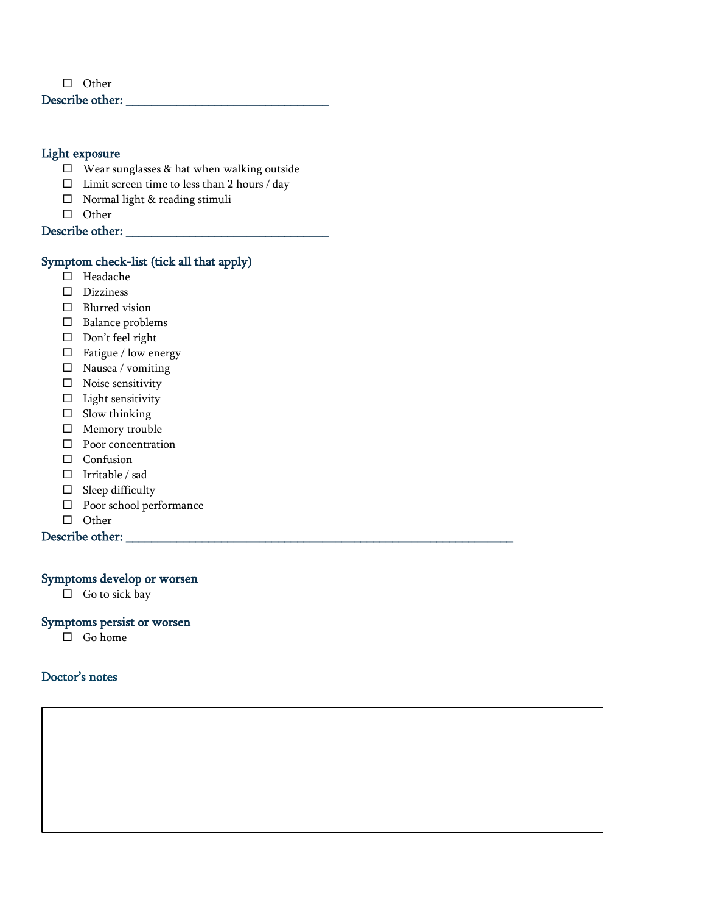- ☐ Other

**Describe other:** ___________________________________

## Light exposure

- ☐ Wear sunglasses & hat when walking outside
- ☐ Limit screen time to less than 2 hours / day
- ☐ Normal light & reading stimuli
- ☐ Other

**Describe other:** ___________________________________

## Symptom check-list (tick all that apply)

- ☐ Headache
- ☐ Dizziness
- ☐ Blurred vision
- ☐ Balance problems
- ☐ Don't feel right
- ☐ Fatigue / low energy
- ☐ Nausea / vomiting
- ☐ Noise sensitivity
- ☐ Light sensitivity
- ☐ Slow thinking
- ☐ Memory trouble
- ☐ Poor concentration
- ☐ Confusion
- ☐ Irritable / sad
- ☐ Sleep difficulty
- ☐ Poor school performance
- ☐ Other

**Describe other:** ______________________________________________________________________

## Symptoms develop or worsen

- ☐ Go to sick bay

## Symptoms persist or worsen

- ☐ Go home

## Doctor's notes

|  |
|---|
|  |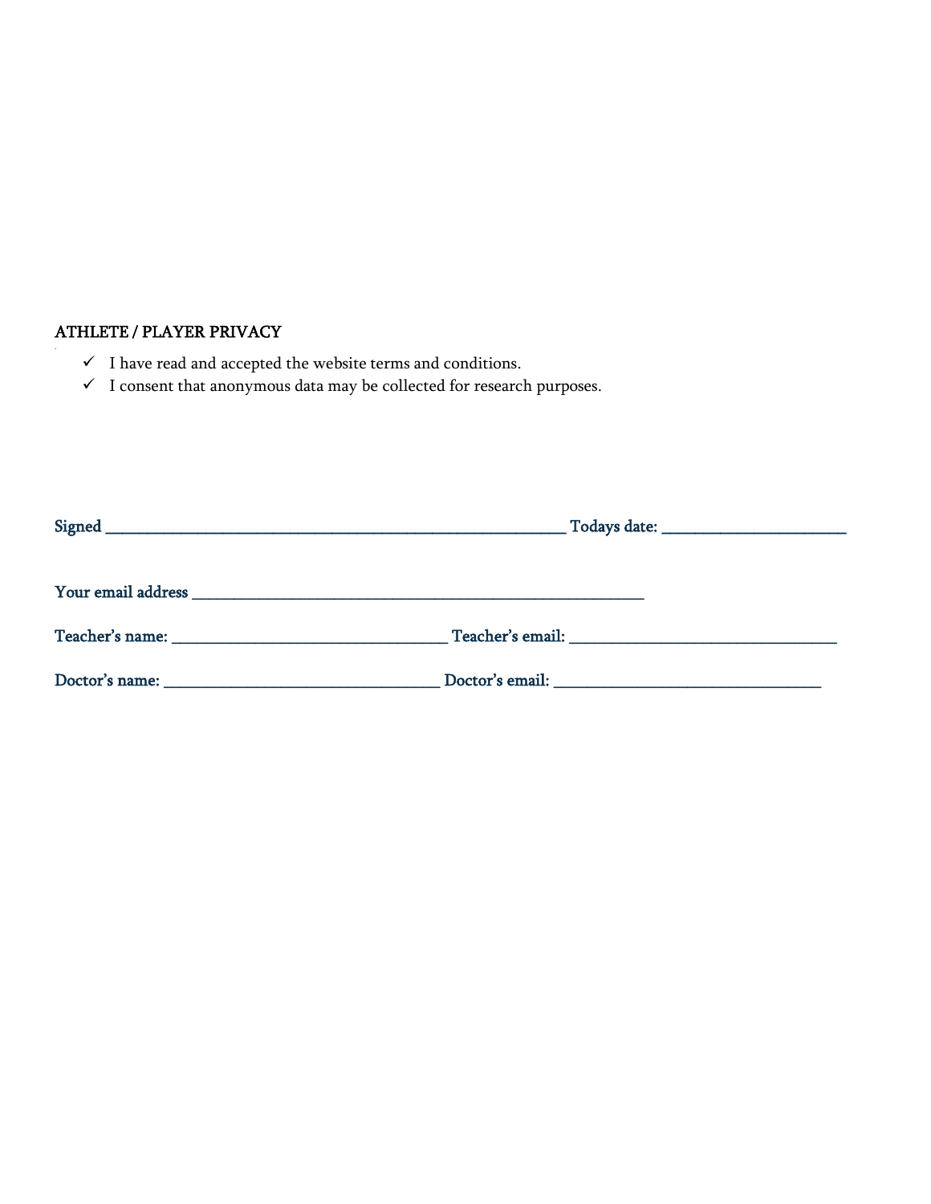## ATHLETE / PLAYER PRIVACY

- ✓ I have read and accepted the website terms and conditions.
- ✓ I consent that anonymous data may be collected for research purposes.

**Signed** ______________________________________________ **Todays date:** ____________________

**Your email address** _____________________________________________

**Teacher's name:** ___________________________ **Teacher's email:** ___________________________

**Doctor's name:** ___________________________ **Doctor's email:** ___________________________